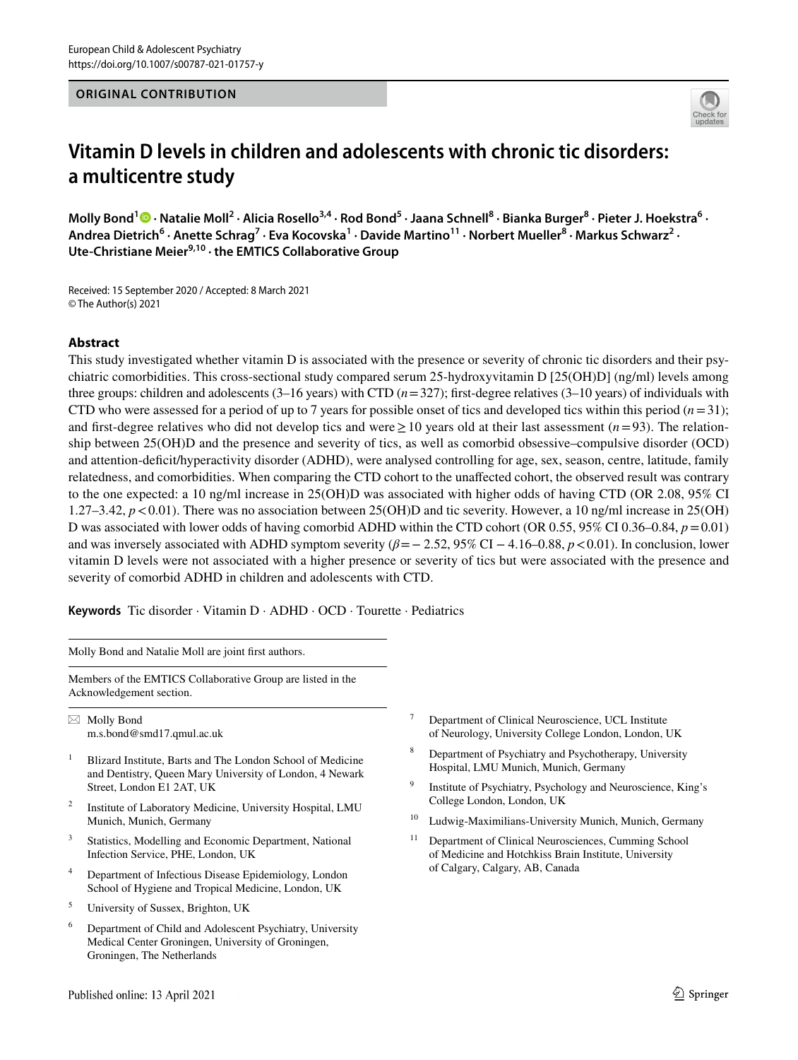ORIGINAL CONTRIBUTION

# Vitamin D levels in children and adolescents with chronic tic disorders: a multicentre study

**Molly Bond[1] · Natalie Moll[2] · Alicia Rosello[3,4] · Rod Bond[5] · Jaana Schnell[8] · Bianka Burger[8] · Pieter J. Hoekstra[6] · Andrea Dietrich[6] · Anette Schrag[7] · Eva Kocovska[1] · Davide Martino[11] · Norbert Mueller[8] · Markus Schwarz[2] · Ute-Christiane Meier[9,10] · the EMTICS Collaborative Group**

Received: 15 September 2020 / Accepted: 8 March 2021
© The Author(s) 2021

## Abstract

This study investigated whether vitamin D is associated with the presence or severity of chronic tic disorders and their psychiatric comorbidities. This cross-sectional study compared serum 25-hydroxyvitamin D [25(OH)D] (ng/ml) levels among three groups: children and adolescents (3–16 years) with CTD ($n=327$); first-degree relatives (3–10 years) of individuals with CTD who were assessed for a period of up to 7 years for possible onset of tics and developed tics within this period ($n=31$); and first-degree relatives who did not develop tics and were ≥ 10 years old at their last assessment ($n=93$). The relationship between 25(OH)D and the presence and severity of tics, as well as comorbid obsessive–compulsive disorder (OCD) and attention-deficit/hyperactivity disorder (ADHD), were analysed controlling for age, sex, season, centre, latitude, family relatedness, and comorbidities. When comparing the CTD cohort to the unaffected cohort, the observed result was contrary to the one expected: a 10 ng/ml increase in 25(OH)D was associated with higher odds of having CTD (OR 2.08, 95% CI 1.27–3.42, $p<0.01$). There was no association between 25(OH)D and tic severity. However, a 10 ng/ml increase in 25(OH)D was associated with lower odds of having comorbid ADHD within the CTD cohort (OR 0.55, 95% CI 0.36–0.84, $p=0.01$) and was inversely associated with ADHD symptom severity ($\beta=-2.52$, 95% CI $-4.16$–0.88, $p<0.01$). In conclusion, lower vitamin D levels were not associated with a higher presence or severity of tics but were associated with the presence and severity of comorbid ADHD in children and adolescents with CTD.

**Keywords** Tic disorder · Vitamin D · ADHD · OCD · Tourette · Pediatrics

---

Molly Bond and Natalie Moll are joint first authors.

Members of the EMTICS Collaborative Group are listed in the Acknowledgement section.

✉ Molly Bond
m.s.bond@smd17.qmul.ac.uk

1. Blizard Institute, Barts and The London School of Medicine and Dentistry, Queen Mary University of London, 4 Newark Street, London E1 2AT, UK
2. Institute of Laboratory Medicine, University Hospital, LMU Munich, Munich, Germany
3. Statistics, Modelling and Economic Department, National Infection Service, PHE, London, UK
4. Department of Infectious Disease Epidemiology, London School of Hygiene and Tropical Medicine, London, UK
5. University of Sussex, Brighton, UK
6. Department of Child and Adolescent Psychiatry, University Medical Center Groningen, University of Groningen, Groningen, The Netherlands
7. Department of Clinical Neuroscience, UCL Institute of Neurology, University College London, London, UK
8. Department of Psychiatry and Psychotherapy, University Hospital, LMU Munich, Munich, Germany
9. Institute of Psychiatry, Psychology and Neuroscience, King's College London, London, UK
10. Ludwig-Maximilians-University Munich, Munich, Germany
11. Department of Clinical Neurosciences, Cumming School of Medicine and Hotchkiss Brain Institute, University of Calgary, Calgary, AB, Canada

Published online: 13 April 2021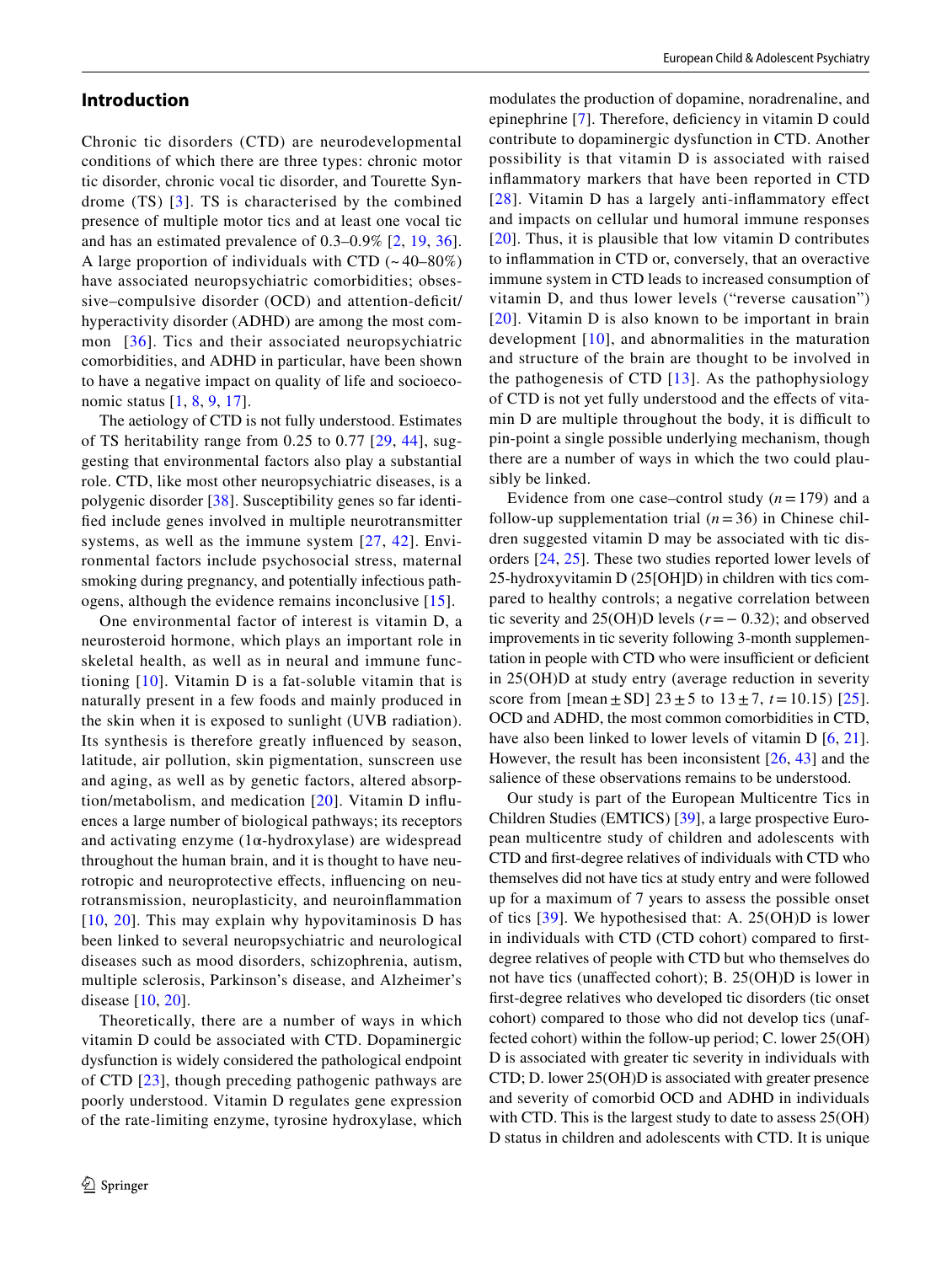## Introduction

Chronic tic disorders (CTD) are neurodevelopmental conditions of which there are three types: chronic motor tic disorder, chronic vocal tic disorder, and Tourette Syndrome (TS) [3]. TS is characterised by the combined presence of multiple motor tics and at least one vocal tic and has an estimated prevalence of 0.3–0.9% [2, 19, 36]. A large proportion of individuals with CTD (~40–80%) have associated neuropsychiatric comorbidities; obsessive–compulsive disorder (OCD) and attention-deficit/hyperactivity disorder (ADHD) are among the most common [36]. Tics and their associated neuropsychiatric comorbidities, and ADHD in particular, have been shown to have a negative impact on quality of life and socioeconomic status [1, 8, 9, 17].

The aetiology of CTD is not fully understood. Estimates of TS heritability range from 0.25 to 0.77 [29, 44], suggesting that environmental factors also play a substantial role. CTD, like most other neuropsychiatric diseases, is a polygenic disorder [38]. Susceptibility genes so far identified include genes involved in multiple neurotransmitter systems, as well as the immune system [27, 42]. Environmental factors include psychosocial stress, maternal smoking during pregnancy, and potentially infectious pathogens, although the evidence remains inconclusive [15].

One environmental factor of interest is vitamin D, a neurosteroid hormone, which plays an important role in skeletal health, as well as in neural and immune functioning [10]. Vitamin D is a fat-soluble vitamin that is naturally present in a few foods and mainly produced in the skin when it is exposed to sunlight (UVB radiation). Its synthesis is therefore greatly influenced by season, latitude, air pollution, skin pigmentation, sunscreen use and aging, as well as by genetic factors, altered absorption/metabolism, and medication [20]. Vitamin D influences a large number of biological pathways; its receptors and activating enzyme (1α-hydroxylase) are widespread throughout the human brain, and it is thought to have neurotropic and neuroprotective effects, influencing on neurotransmission, neuroplasticity, and neuroinflammation [10, 20]. This may explain why hypovitaminosis D has been linked to several neuropsychiatric and neurological diseases such as mood disorders, schizophrenia, autism, multiple sclerosis, Parkinson's disease, and Alzheimer's disease [10, 20].

Theoretically, there are a number of ways in which vitamin D could be associated with CTD. Dopaminergic dysfunction is widely considered the pathological endpoint of CTD [23], though preceding pathogenic pathways are poorly understood. Vitamin D regulates gene expression of the rate-limiting enzyme, tyrosine hydroxylase, which modulates the production of dopamine, noradrenaline, and epinephrine [7]. Therefore, deficiency in vitamin D could contribute to dopaminergic dysfunction in CTD. Another possibility is that vitamin D is associated with raised inflammatory markers that have been reported in CTD [28]. Vitamin D has a largely anti-inflammatory effect and impacts on cellular und humoral immune responses [20]. Thus, it is plausible that low vitamin D contributes to inflammation in CTD or, conversely, that an overactive immune system in CTD leads to increased consumption of vitamin D, and thus lower levels ("reverse causation") [20]. Vitamin D is also known to be important in brain development [10], and abnormalities in the maturation and structure of the brain are thought to be involved in the pathogenesis of CTD [13]. As the pathophysiology of CTD is not yet fully understood and the effects of vitamin D are multiple throughout the body, it is difficult to pin-point a single possible underlying mechanism, though there are a number of ways in which the two could plausibly be linked.

Evidence from one case–control study ($n = 179$) and a follow-up supplementation trial ($n = 36$) in Chinese children suggested vitamin D may be associated with tic disorders [24, 25]. These two studies reported lower levels of 25-hydroxyvitamin D (25[OH]D) in children with tics compared to healthy controls; a negative correlation between tic severity and 25(OH)D levels ($r = -0.32$); and observed improvements in tic severity following 3-month supplementation in people with CTD who were insufficient or deficient in 25(OH)D at study entry (average reduction in severity score from [mean ± SD] 23 ± 5 to 13 ± 7, $t = 10.15$) [25]. OCD and ADHD, the most common comorbidities in CTD, have also been linked to lower levels of vitamin D [6, 21]. However, the result has been inconsistent [26, 43] and the salience of these observations remains to be understood.

Our study is part of the European Multicentre Tics in Children Studies (EMTICS) [39], a large prospective European multicentre study of children and adolescents with CTD and first-degree relatives of individuals with CTD who themselves did not have tics at study entry and were followed up for a maximum of 7 years to assess the possible onset of tics [39]. We hypothesised that: A. 25(OH)D is lower in individuals with CTD (CTD cohort) compared to first-degree relatives of people with CTD but who themselves do not have tics (unaffected cohort); B. 25(OH)D is lower in first-degree relatives who developed tic disorders (tic onset cohort) compared to those who did not develop tics (unaffected cohort) within the follow-up period; C. lower 25(OH)D is associated with greater tic severity in individuals with CTD; D. lower 25(OH)D is associated with greater presence and severity of comorbid OCD and ADHD in individuals with CTD. This is the largest study to date to assess 25(OH)D status in children and adolescents with CTD. It is unique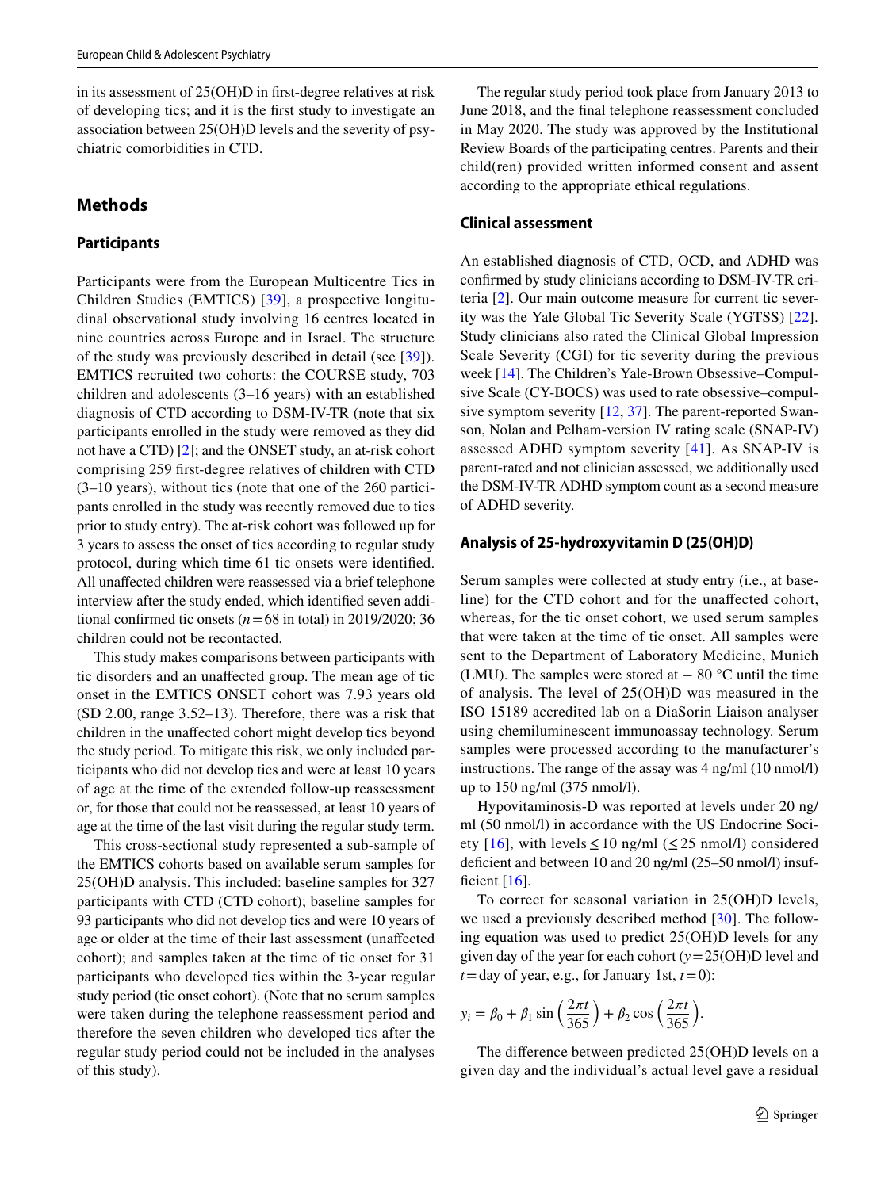in its assessment of 25(OH)D in first-degree relatives at risk of developing tics; and it is the first study to investigate an association between 25(OH)D levels and the severity of psychiatric comorbidities in CTD.

## Methods

### Participants

Participants were from the European Multicentre Tics in Children Studies (EMTICS) [39], a prospective longitudinal observational study involving 16 centres located in nine countries across Europe and in Israel. The structure of the study was previously described in detail (see [39]). EMTICS recruited two cohorts: the COURSE study, 703 children and adolescents (3–16 years) with an established diagnosis of CTD according to DSM-IV-TR (note that six participants enrolled in the study were removed as they did not have a CTD) [2]; and the ONSET study, an at-risk cohort comprising 259 first-degree relatives of children with CTD (3–10 years), without tics (note that one of the 260 participants enrolled in the study was recently removed due to tics prior to study entry). The at-risk cohort was followed up for 3 years to assess the onset of tics according to regular study protocol, during which time 61 tic onsets were identified. All unaffected children were reassessed via a brief telephone interview after the study ended, which identified seven additional confirmed tic onsets ($n = 68$ in total) in 2019/2020; 36 children could not be recontacted.

This study makes comparisons between participants with tic disorders and an unaffected group. The mean age of tic onset in the EMTICS ONSET cohort was 7.93 years old (SD 2.00, range 3.52–13). Therefore, there was a risk that children in the unaffected cohort might develop tics beyond the study period. To mitigate this risk, we only included participants who did not develop tics and were at least 10 years of age at the time of the extended follow-up reassessment or, for those that could not be reassessed, at least 10 years of age at the time of the last visit during the regular study term.

This cross-sectional study represented a sub-sample of the EMTICS cohorts based on available serum samples for 25(OH)D analysis. This included: baseline samples for 327 participants with CTD (CTD cohort); baseline samples for 93 participants who did not develop tics and were 10 years of age or older at the time of their last assessment (unaffected cohort); and samples taken at the time of tic onset for 31 participants who developed tics within the 3-year regular study period (tic onset cohort). (Note that no serum samples were taken during the telephone reassessment period and therefore the seven children who developed tics after the regular study period could not be included in the analyses of this study).

The regular study period took place from January 2013 to June 2018, and the final telephone reassessment concluded in May 2020. The study was approved by the Institutional Review Boards of the participating centres. Parents and their child(ren) provided written informed consent and assent according to the appropriate ethical regulations.

### Clinical assessment

An established diagnosis of CTD, OCD, and ADHD was confirmed by study clinicians according to DSM-IV-TR criteria [2]. Our main outcome measure for current tic severity was the Yale Global Tic Severity Scale (YGTSS) [22]. Study clinicians also rated the Clinical Global Impression Scale Severity (CGI) for tic severity during the previous week [14]. The Children's Yale-Brown Obsessive–Compulsive Scale (CY-BOCS) was used to rate obsessive–compulsive symptom severity [12, 37]. The parent-reported Swanson, Nolan and Pelham-version IV rating scale (SNAP-IV) assessed ADHD symptom severity [41]. As SNAP-IV is parent-rated and not clinician assessed, we additionally used the DSM-IV-TR ADHD symptom count as a second measure of ADHD severity.

### Analysis of 25-hydroxyvitamin D (25(OH)D)

Serum samples were collected at study entry (i.e., at baseline) for the CTD cohort and for the unaffected cohort, whereas, for the tic onset cohort, we used serum samples that were taken at the time of tic onset. All samples were sent to the Department of Laboratory Medicine, Munich (LMU). The samples were stored at − 80 °C until the time of analysis. The level of 25(OH)D was measured in the ISO 15189 accredited lab on a DiaSorin Liaison analyser using chemiluminescent immunoassay technology. Serum samples were processed according to the manufacturer's instructions. The range of the assay was 4 ng/ml (10 nmol/l) up to 150 ng/ml (375 nmol/l).

Hypovitaminosis-D was reported at levels under 20 ng/ml (50 nmol/l) in accordance with the US Endocrine Society [16], with levels ≤ 10 ng/ml (≤ 25 nmol/l) considered deficient and between 10 and 20 ng/ml (25–50 nmol/l) insufficient [16].

To correct for seasonal variation in 25(OH)D levels, we used a previously described method [30]. The following equation was used to predict 25(OH)D levels for any given day of the year for each cohort ($y$ = 25(OH)D level and $t$ = day of year, e.g., for January 1st, $t = 0$):

$$y_i = \beta_0 + \beta_1 \sin\left(\frac{2\pi t}{365}\right) + \beta_2 \cos\left(\frac{2\pi t}{365}\right).$$

The difference between predicted 25(OH)D levels on a given day and the individual's actual level gave a residual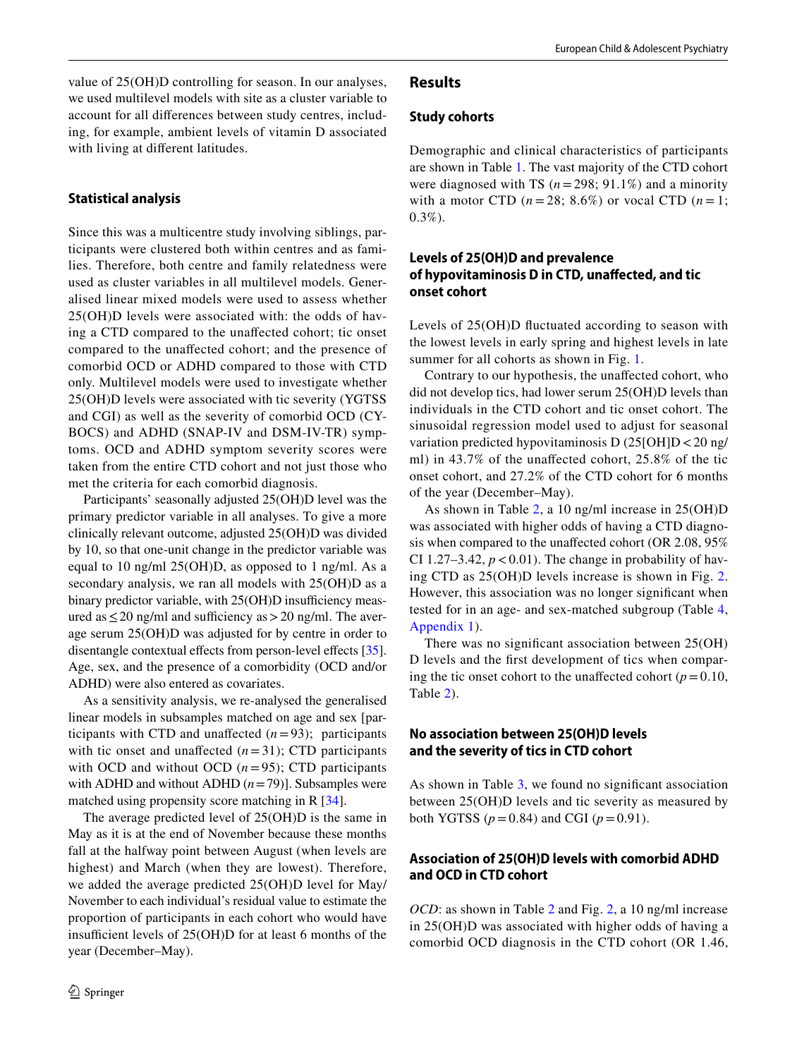value of 25(OH)D controlling for season. In our analyses, we used multilevel models with site as a cluster variable to account for all differences between study centres, including, for example, ambient levels of vitamin D associated with living at different latitudes.

### Statistical analysis

Since this was a multicentre study involving siblings, participants were clustered both within centres and as families. Therefore, both centre and family relatedness were used as cluster variables in all multilevel models. Generalised linear mixed models were used to assess whether 25(OH)D levels were associated with: the odds of having a CTD compared to the unaffected cohort; tic onset compared to the unaffected cohort; and the presence of comorbid OCD or ADHD compared to those with CTD only. Multilevel models were used to investigate whether 25(OH)D levels were associated with tic severity (YGTSS and CGI) as well as the severity of comorbid OCD (CY-BOCS) and ADHD (SNAP-IV and DSM-IV-TR) symptoms. OCD and ADHD symptom severity scores were taken from the entire CTD cohort and not just those who met the criteria for each comorbid diagnosis.

Participants' seasonally adjusted 25(OH)D level was the primary predictor variable in all analyses. To give a more clinically relevant outcome, adjusted 25(OH)D was divided by 10, so that one-unit change in the predictor variable was equal to 10 ng/ml 25(OH)D, as opposed to 1 ng/ml. As a secondary analysis, we ran all models with 25(OH)D as a binary predictor variable, with 25(OH)D insufficiency measured as ≤ 20 ng/ml and sufficiency as > 20 ng/ml. The average serum 25(OH)D was adjusted for by centre in order to disentangle contextual effects from person-level effects [35]. Age, sex, and the presence of a comorbidity (OCD and/or ADHD) were also entered as covariates.

As a sensitivity analysis, we re-analysed the generalised linear models in subsamples matched on age and sex [participants with CTD and unaffected ($n = 93$); participants with tic onset and unaffected ($n = 31$); CTD participants with OCD and without OCD ($n = 95$); CTD participants with ADHD and without ADHD ($n = 79$)]. Subsamples were matched using propensity score matching in R [34].

The average predicted level of 25(OH)D is the same in May as it is at the end of November because these months fall at the halfway point between August (when levels are highest) and March (when they are lowest). Therefore, we added the average predicted 25(OH)D level for May/November to each individual's residual value to estimate the proportion of participants in each cohort who would have insufficient levels of 25(OH)D for at least 6 months of the year (December–May).

## Results

### Study cohorts

Demographic and clinical characteristics of participants are shown in Table 1. The vast majority of the CTD cohort were diagnosed with TS ($n = 298$; 91.1%) and a minority with a motor CTD ($n = 28$; 8.6%) or vocal CTD ($n = 1$; 0.3%).

### Levels of 25(OH)D and prevalence of hypovitaminosis D in CTD, unaffected, and tic onset cohort

Levels of 25(OH)D fluctuated according to season with the lowest levels in early spring and highest levels in late summer for all cohorts as shown in Fig. 1.

Contrary to our hypothesis, the unaffected cohort, who did not develop tics, had lower serum 25(OH)D levels than individuals in the CTD cohort and tic onset cohort. The sinusoidal regression model used to adjust for seasonal variation predicted hypovitaminosis D (25[OH]D < 20 ng/ml) in 43.7% of the unaffected cohort, 25.8% of the tic onset cohort, and 27.2% of the CTD cohort for 6 months of the year (December–May).

As shown in Table 2, a 10 ng/ml increase in 25(OH)D was associated with higher odds of having a CTD diagnosis when compared to the unaffected cohort (OR 2.08, 95% CI 1.27–3.42, $p < 0.01$). The change in probability of having CTD as 25(OH)D levels increase is shown in Fig. 2. However, this association was no longer significant when tested for in an age- and sex-matched subgroup (Table 4, Appendix 1).

There was no significant association between 25(OH)D levels and the first development of tics when comparing the tic onset cohort to the unaffected cohort ($p = 0.10$, Table 2).

### No association between 25(OH)D levels and the severity of tics in CTD cohort

As shown in Table 3, we found no significant association between 25(OH)D levels and tic severity as measured by both YGTSS ($p = 0.84$) and CGI ($p = 0.91$).

### Association of 25(OH)D levels with comorbid ADHD and OCD in CTD cohort

*OCD*: as shown in Table 2 and Fig. 2, a 10 ng/ml increase in 25(OH)D was associated with higher odds of having a comorbid OCD diagnosis in the CTD cohort (OR 1.46,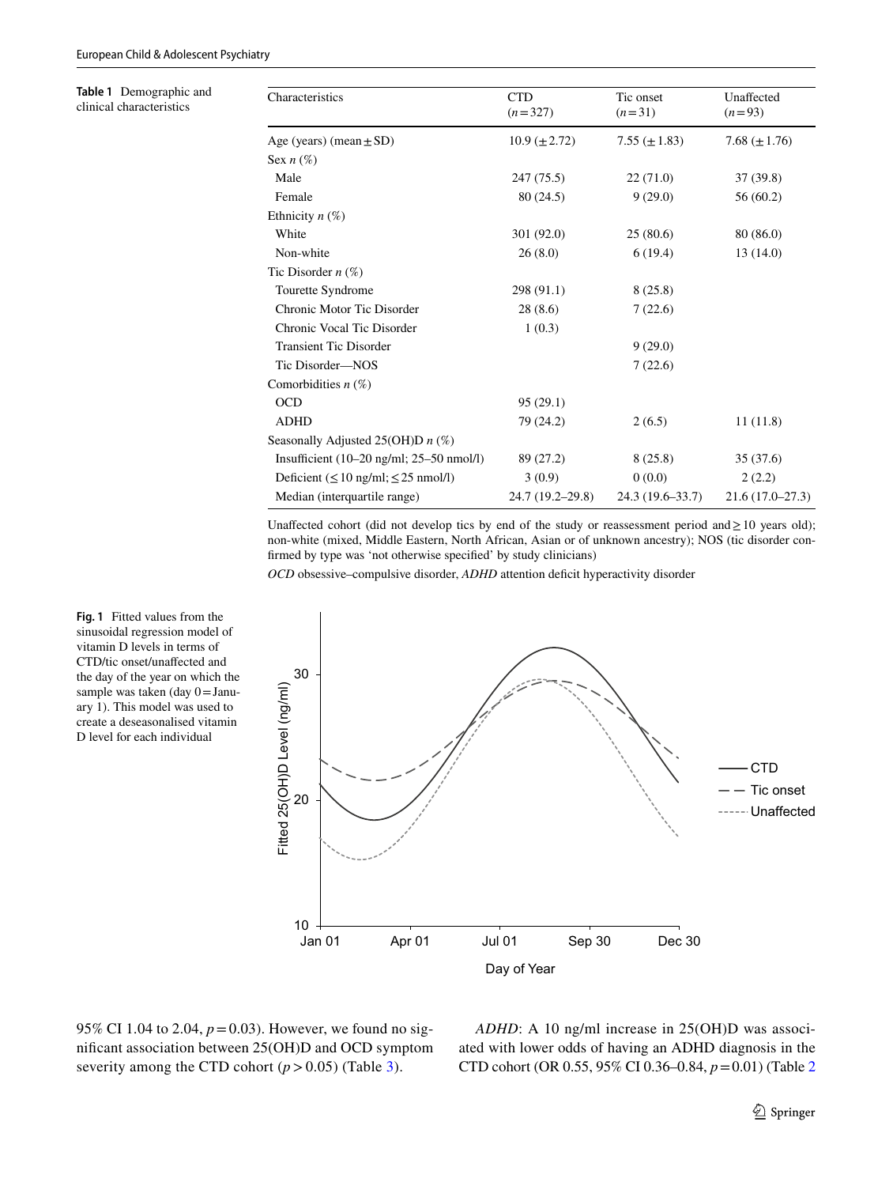**Table 1** Demographic and clinical characteristics

| Characteristics | CTD ($n$=327) | Tic onset ($n$=31) | Unaffected ($n$=93) |
|---|---|---|---|
| Age (years) (mean ± SD) | 10.9 (± 2.72) | 7.55 (± 1.83) | 7.68 (± 1.76) |
| Sex *n* (%) | | | |
| Male | 247 (75.5) | 22 (71.0) | 37 (39.8) |
| Female | 80 (24.5) | 9 (29.0) | 56 (60.2) |
| Ethnicity *n* (%) | | | |
| White | 301 (92.0) | 25 (80.6) | 80 (86.0) |
| Non-white | 26 (8.0) | 6 (19.4) | 13 (14.0) |
| Tic Disorder *n* (%) | | | |
| Tourette Syndrome | 298 (91.1) | 8 (25.8) | |
| Chronic Motor Tic Disorder | 28 (8.6) | 7 (22.6) | |
| Chronic Vocal Tic Disorder | 1 (0.3) | | |
| Transient Tic Disorder | | 9 (29.0) | |
| Tic Disorder—NOS | | 7 (22.6) | |
| Comorbidities *n* (%) | | | |
| OCD | 95 (29.1) | | |
| ADHD | 79 (24.2) | 2 (6.5) | 11 (11.8) |
| Seasonally Adjusted 25(OH)D *n* (%) | | | |
| Insufficient (10–20 ng/ml; 25–50 nmol/l) | 89 (27.2) | 8 (25.8) | 35 (37.6) |
| Deficient (≤ 10 ng/ml; ≤ 25 nmol/l) | 3 (0.9) | 0 (0.0) | 2 (2.2) |
| Median (interquartile range) | 24.7 (19.2–29.8) | 24.3 (19.6–33.7) | 21.6 (17.0–27.3) |

Unaffected cohort (did not develop tics by end of the study or reassessment period and ≥ 10 years old); non-white (mixed, Middle Eastern, North African, Asian or of unknown ancestry); NOS (tic disorder confirmed by type was 'not otherwise specified' by study clinicians)

*OCD* obsessive–compulsive disorder, *ADHD* attention deficit hyperactivity disorder

**Fig. 1** Fitted values from the sinusoidal regression model of vitamin D levels in terms of CTD/tic onset/unaffected and the day of the year on which the sample was taken (day 0 = January 1). This model was used to create a deseasonalised vitamin D level for each individual

95% CI 1.04 to 2.04, $p = 0.03$). However, we found no significant association between 25(OH)D and OCD symptom severity among the CTD cohort ($p > 0.05$) (Table 3).

*ADHD*: A 10 ng/ml increase in 25(OH)D was associated with lower odds of having an ADHD diagnosis in the CTD cohort (OR 0.55, 95% CI 0.36–0.84, $p = 0.01$) (Table 2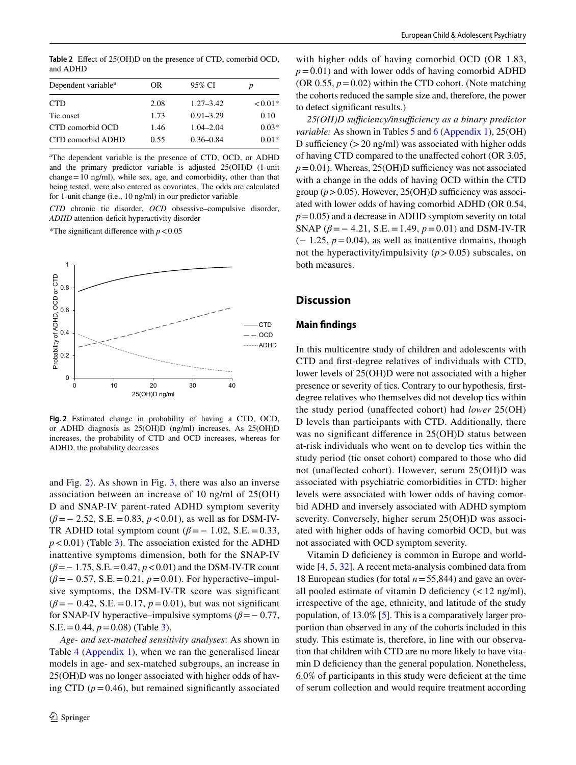**Table 2** Effect of 25(OH)D on the presence of CTD, comorbid OCD, and ADHD

| Dependent variable[a] | OR | 95% CI | $p$ |
|---|---|---|---|
| CTD | 2.08 | 1.27–3.42 | <0.01* |
| Tic onset | 1.73 | 0.91–3.29 | 0.10 |
| CTD comorbid OCD | 1.46 | 1.04–2.04 | 0.03* |
| CTD comorbid ADHD | 0.55 | 0.36–0.84 | 0.01* |

[a]The dependent variable is the presence of CTD, OCD, or ADHD and the primary predictor variable is adjusted 25(OH)D (1-unit change = 10 ng/ml), while sex, age, and comorbidity, other than that being tested, were also entered as covariates. The odds are calculated for 1-unit change (i.e., 10 ng/ml) in our predictor variable

*CTD* chronic tic disorder, *OCD* obsessive–compulsive disorder, *ADHD* attention-deficit hyperactivity disorder

*The significant difference with $p<0.05$

**Fig. 2** Estimated change in probability of having a CTD, OCD, or ADHD diagnosis as 25(OH)D (ng/ml) increases. As 25(OH)D increases, the probability of CTD and OCD increases, whereas for ADHD, the probability decreases

and Fig. 2). As shown in Fig. 3, there was also an inverse association between an increase of 10 ng/ml of 25(OH)D and SNAP-IV parent-rated ADHD symptom severity ($\beta = -2.52$, S.E. = 0.83, $p < 0.01$), as well as for DSM-IV-TR ADHD total symptom count ($\beta = -1.02$, S.E. = 0.33, $p < 0.01$) (Table 3). The association existed for the ADHD inattentive symptoms dimension, both for the SNAP-IV ($\beta = -1.75$, S.E. = 0.47, $p < 0.01$) and the DSM-IV-TR count ($\beta = -0.57$, S.E. = 0.21, $p = 0.01$). For hyperactive–impulsive symptoms, the DSM-IV-TR score was significant ($\beta = -0.42$, S.E. = 0.17, $p = 0.01$), but was not significant for SNAP-IV hyperactive–impulsive symptoms ($\beta = -0.77$, S.E. = 0.44, $p = 0.08$) (Table 3).

*Age- and sex-matched sensitivity analyses*: As shown in Table 4 (Appendix 1), when we ran the generalised linear models in age- and sex-matched subgroups, an increase in 25(OH)D was no longer associated with higher odds of having CTD ($p = 0.46$), but remained significantly associated with higher odds of having comorbid OCD (OR 1.83, $p = 0.01$) and with lower odds of having comorbid ADHD (OR 0.55, $p = 0.02$) within the CTD cohort. (Note matching the cohorts reduced the sample size and, therefore, the power to detect significant results.)

*25(OH)D sufficiency/insufficiency as a binary predictor variable:* As shown in Tables 5 and 6 (Appendix 1), 25(OH)D sufficiency (> 20 ng/ml) was associated with higher odds of having CTD compared to the unaffected cohort (OR 3.05, $p = 0.01$). Whereas, 25(OH)D sufficiency was not associated with a change in the odds of having OCD within the CTD group ($p > 0.05$). However, 25(OH)D sufficiency was associated with lower odds of having comorbid ADHD (OR 0.54, $p = 0.05$) and a decrease in ADHD symptom severity on total SNAP ($\beta = -4.21$, S.E. = 1.49, $p = 0.01$) and DSM-IV-TR (− 1.25, $p = 0.04$), as well as inattentive domains, though not the hyperactivity/impulsivity ($p > 0.05$) subscales, on both measures.

## Discussion

### Main findings

In this multicentre study of children and adolescents with CTD and first-degree relatives of individuals with CTD, lower levels of 25(OH)D were not associated with a higher presence or severity of tics. Contrary to our hypothesis, first-degree relatives who themselves did not develop tics within the study period (unaffected cohort) had *lower* 25(OH)D levels than participants with CTD. Additionally, there was no significant difference in 25(OH)D status between at-risk individuals who went on to develop tics within the study period (tic onset cohort) compared to those who did not (unaffected cohort). However, serum 25(OH)D was associated with psychiatric comorbidities in CTD: higher levels were associated with lower odds of having comorbid ADHD and inversely associated with ADHD symptom severity. Conversely, higher serum 25(OH)D was associated with higher odds of having comorbid OCD, but was not associated with OCD symptom severity.

Vitamin D deficiency is common in Europe and worldwide [4, 5, 32]. A recent meta-analysis combined data from 18 European studies (for total $n = 55{,}844$) and gave an overall pooled estimate of vitamin D deficiency (< 12 ng/ml), irrespective of the age, ethnicity, and latitude of the study population, of 13.0% [5]. This is a comparatively larger proportion than observed in any of the cohorts included in this study. This estimate is, therefore, in line with our observation that children with CTD are no more likely to have vitamin D deficiency than the general population. Nonetheless, 6.0% of participants in this study were deficient at the time of serum collection and would require treatment according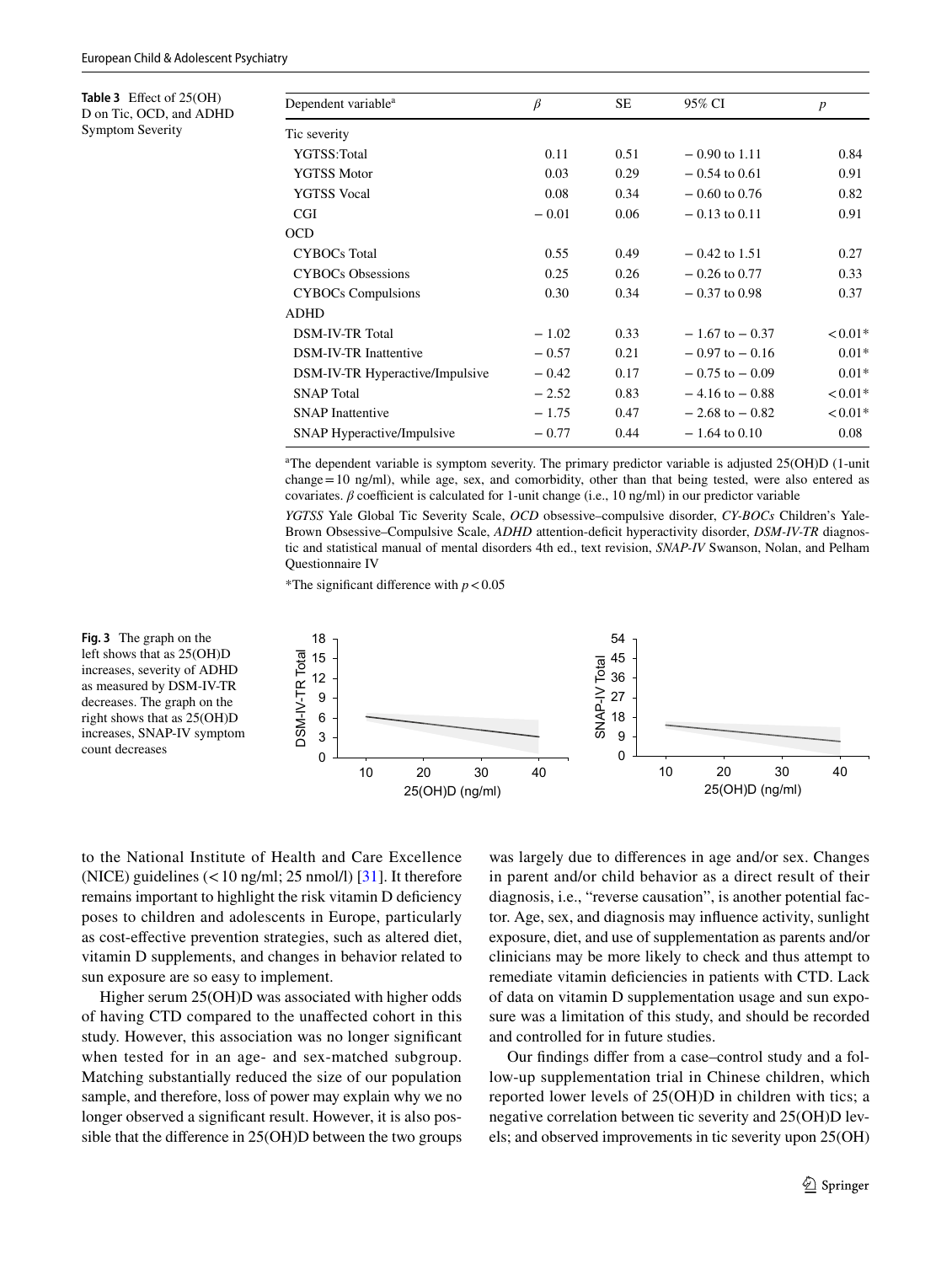**Table 3** Effect of 25(OH)D on Tic, OCD, and ADHD Symptom Severity

| Dependent variable[a] | $\beta$ | SE | 95% CI | $p$ |
|---|---|---|---|---|
| Tic severity | | | | |
| YGTSS:Total | 0.11 | 0.51 | − 0.90 to 1.11 | 0.84 |
| YGTSS Motor | 0.03 | 0.29 | − 0.54 to 0.61 | 0.91 |
| YGTSS Vocal | 0.08 | 0.34 | − 0.60 to 0.76 | 0.82 |
| CGI | − 0.01 | 0.06 | − 0.13 to 0.11 | 0.91 |
| OCD | | | | |
| CYBOCs Total | 0.55 | 0.49 | − 0.42 to 1.51 | 0.27 |
| CYBOCs Obsessions | 0.25 | 0.26 | − 0.26 to 0.77 | 0.33 |
| CYBOCs Compulsions | 0.30 | 0.34 | − 0.37 to 0.98 | 0.37 |
| ADHD | | | | |
| DSM-IV-TR Total | − 1.02 | 0.33 | − 1.67 to − 0.37 | < 0.01* |
| DSM-IV-TR Inattentive | − 0.57 | 0.21 | − 0.97 to − 0.16 | 0.01* |
| DSM-IV-TR Hyperactive/Impulsive | − 0.42 | 0.17 | − 0.75 to − 0.09 | 0.01* |
| SNAP Total | − 2.52 | 0.83 | − 4.16 to − 0.88 | < 0.01* |
| SNAP Inattentive | − 1.75 | 0.47 | − 2.68 to − 0.82 | < 0.01* |
| SNAP Hyperactive/Impulsive | − 0.77 | 0.44 | − 1.64 to 0.10 | 0.08 |

[a]The dependent variable is symptom severity. The primary predictor variable is adjusted 25(OH)D (1-unit change = 10 ng/ml), while age, sex, and comorbidity, other than that being tested, were also entered as covariates. $\beta$ coefficient is calculated for 1-unit change (i.e., 10 ng/ml) in our predictor variable

*YGTSS* Yale Global Tic Severity Scale, *OCD* obsessive–compulsive disorder, *CY-BOCs* Children's Yale-Brown Obsessive–Compulsive Scale, *ADHD* attention-deficit hyperactivity disorder, *DSM-IV-TR* diagnostic and statistical manual of mental disorders 4th ed., text revision, *SNAP-IV* Swanson, Nolan, and Pelham Questionnaire IV

*The significant difference with $p < 0.05$

**Fig. 3** The graph on the left shows that as 25(OH)D increases, severity of ADHD as measured by DSM-IV-TR decreases. The graph on the right shows that as 25(OH)D increases, SNAP-IV symptom count decreases

to the National Institute of Health and Care Excellence (NICE) guidelines (< 10 ng/ml; 25 nmol/l) [31]. It therefore remains important to highlight the risk vitamin D deficiency poses to children and adolescents in Europe, particularly as cost-effective prevention strategies, such as altered diet, vitamin D supplements, and changes in behavior related to sun exposure are so easy to implement.

Higher serum 25(OH)D was associated with higher odds of having CTD compared to the unaffected cohort in this study. However, this association was no longer significant when tested for in an age- and sex-matched subgroup. Matching substantially reduced the size of our population sample, and therefore, loss of power may explain why we no longer observed a significant result. However, it is also possible that the difference in 25(OH)D between the two groups was largely due to differences in age and/or sex. Changes in parent and/or child behavior as a direct result of their diagnosis, i.e., "reverse causation", is another potential factor. Age, sex, and diagnosis may influence activity, sunlight exposure, diet, and use of supplementation as parents and/or clinicians may be more likely to check and thus attempt to remediate vitamin deficiencies in patients with CTD. Lack of data on vitamin D supplementation usage and sun exposure was a limitation of this study, and should be recorded and controlled for in future studies.

Our findings differ from a case–control study and a follow-up supplementation trial in Chinese children, which reported lower levels of 25(OH)D in children with tics; a negative correlation between tic severity and 25(OH)D levels; and observed improvements in tic severity upon 25(OH)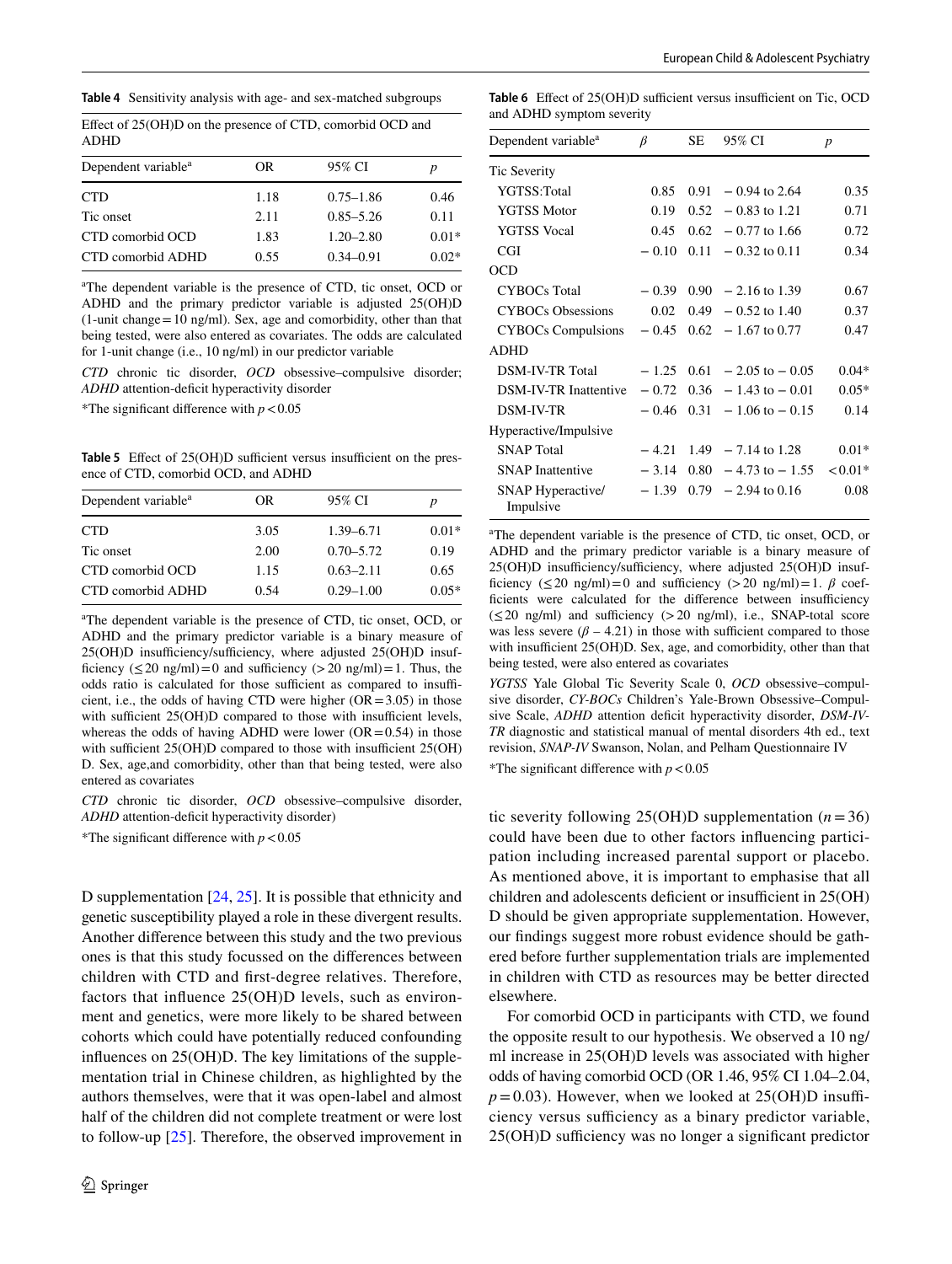**Table 4** Sensitivity analysis with age- and sex-matched subgroups

Effect of 25(OH)D on the presence of CTD, comorbid OCD and ADHD

| Dependent variable[a] | OR | 95% CI | *p* |
|---|---|---|---|
| CTD | 1.18 | 0.75–1.86 | 0.46 |
| Tic onset | 2.11 | 0.85–5.26 | 0.11 |
| CTD comorbid OCD | 1.83 | 1.20–2.80 | 0.01* |
| CTD comorbid ADHD | 0.55 | 0.34–0.91 | 0.02* |

[a]The dependent variable is the presence of CTD, tic onset, OCD or ADHD and the primary predictor variable is adjusted 25(OH)D (1-unit change = 10 ng/ml). Sex, age and comorbidity, other than that being tested, were also entered as covariates. The odds are calculated for 1-unit change (i.e., 10 ng/ml) in our predictor variable

*CTD* chronic tic disorder, *OCD* obsessive–compulsive disorder; *ADHD* attention-deficit hyperactivity disorder

*The significant difference with $p < 0.05$

**Table 5** Effect of 25(OH)D sufficient versus insufficient on the presence of CTD, comorbid OCD, and ADHD

| Dependent variable[a] | OR | 95% CI | *p* |
|---|---|---|---|
| CTD | 3.05 | 1.39–6.71 | 0.01* |
| Tic onset | 2.00 | 0.70–5.72 | 0.19 |
| CTD comorbid OCD | 1.15 | 0.63–2.11 | 0.65 |
| CTD comorbid ADHD | 0.54 | 0.29–1.00 | 0.05* |

[a]The dependent variable is the presence of CTD, tic onset, OCD, or ADHD and the primary predictor variable is a binary measure of 25(OH)D insufficiency/sufficiency, where adjusted 25(OH)D insufficiency (≤ 20 ng/ml) = 0 and sufficiency (> 20 ng/ml) = 1. Thus, the odds ratio is calculated for those sufficient as compared to insufficient, i.e., the odds of having CTD were higher (OR = 3.05) in those with sufficient 25(OH)D compared to those with insufficient levels, whereas the odds of having ADHD were lower (OR = 0.54) in those with sufficient 25(OH)D compared to those with insufficient 25(OH) D. Sex, age,and comorbidity, other than that being tested, were also entered as covariates

*CTD* chronic tic disorder, *OCD* obsessive–compulsive disorder, *ADHD* attention-deficit hyperactivity disorder)

*The significant difference with $p < 0.05$

**Table 6** Effect of 25(OH)D sufficient versus insufficient on Tic, OCD and ADHD symptom severity

| Dependent variable[a] | *β* | SE | 95% CI | *p* |
|---|---|---|---|---|
| Tic Severity | | | | |
| YGTSS:Total | 0.85 | 0.91 | − 0.94 to 2.64 | 0.35 |
| YGTSS Motor | 0.19 | 0.52 | − 0.83 to 1.21 | 0.71 |
| YGTSS Vocal | 0.45 | 0.62 | − 0.77 to 1.66 | 0.72 |
| CGI | − 0.10 | 0.11 | − 0.32 to 0.11 | 0.34 |
| OCD | | | | |
| CYBOCs Total | − 0.39 | 0.90 | − 2.16 to 1.39 | 0.67 |
| CYBOCs Obsessions | 0.02 | 0.49 | − 0.52 to 1.40 | 0.37 |
| CYBOCs Compulsions | − 0.45 | 0.62 | − 1.67 to 0.77 | 0.47 |
| ADHD | | | | |
| DSM-IV-TR Total | − 1.25 | 0.61 | − 2.05 to − 0.05 | 0.04* |
| DSM-IV-TR Inattentive | − 0.72 | 0.36 | − 1.43 to − 0.01 | 0.05* |
| DSM-IV-TR | − 0.46 | 0.31 | − 1.06 to − 0.15 | 0.14 |
| Hyperactive/Impulsive | | | | |
| SNAP Total | − 4.21 | 1.49 | − 7.14 to 1.28 | 0.01* |
| SNAP Inattentive | − 3.14 | 0.80 | − 4.73 to − 1.55 | < 0.01* |
| SNAP Hyperactive/ Impulsive | − 1.39 | 0.79 | − 2.94 to 0.16 | 0.08 |

[a]The dependent variable is the presence of CTD, tic onset, OCD, or ADHD and the primary predictor variable is a binary measure of 25(OH)D insufficiency/sufficiency, where adjusted 25(OH)D insufficiency (≤ 20 ng/ml) = 0 and sufficiency (> 20 ng/ml) = 1. *β* coefficients were calculated for the difference between insufficiency (≤ 20 ng/ml) and sufficiency (> 20 ng/ml), i.e., SNAP-total score was less severe (*β* – 4.21) in those with sufficient compared to those with insufficient 25(OH)D. Sex, age, and comorbidity, other than that being tested, were also entered as covariates

*YGTSS* Yale Global Tic Severity Scale 0, *OCD* obsessive–compulsive disorder, *CY-BOCs* Children's Yale-Brown Obsessive–Compulsive Scale, *ADHD* attention deficit hyperactivity disorder, *DSM-IV-TR* diagnostic and statistical manual of mental disorders 4th ed., text revision, *SNAP-IV* Swanson, Nolan, and Pelham Questionnaire IV

*The significant difference with $p < 0.05$

D supplementation [24, 25]. It is possible that ethnicity and genetic susceptibility played a role in these divergent results. Another difference between this study and the two previous ones is that this study focussed on the differences between children with CTD and first-degree relatives. Therefore, factors that influence 25(OH)D levels, such as environment and genetics, were more likely to be shared between cohorts which could have potentially reduced confounding influences on 25(OH)D. The key limitations of the supplementation trial in Chinese children, as highlighted by the authors themselves, were that it was open-label and almost half of the children did not complete treatment or were lost to follow-up [25]. Therefore, the observed improvement in tic severity following 25(OH)D supplementation ($n = 36$) could have been due to other factors influencing participation including increased parental support or placebo. As mentioned above, it is important to emphasise that all children and adolescents deficient or insufficient in 25(OH) D should be given appropriate supplementation. However, our findings suggest more robust evidence should be gathered before further supplementation trials are implemented in children with CTD as resources may be better directed elsewhere.

For comorbid OCD in participants with CTD, we found the opposite result to our hypothesis. We observed a 10 ng/ml increase in 25(OH)D levels was associated with higher odds of having comorbid OCD (OR 1.46, 95% CI 1.04–2.04, $p = 0.03$). However, when we looked at 25(OH)D insufficiency versus sufficiency as a binary predictor variable, 25(OH)D sufficiency was no longer a significant predictor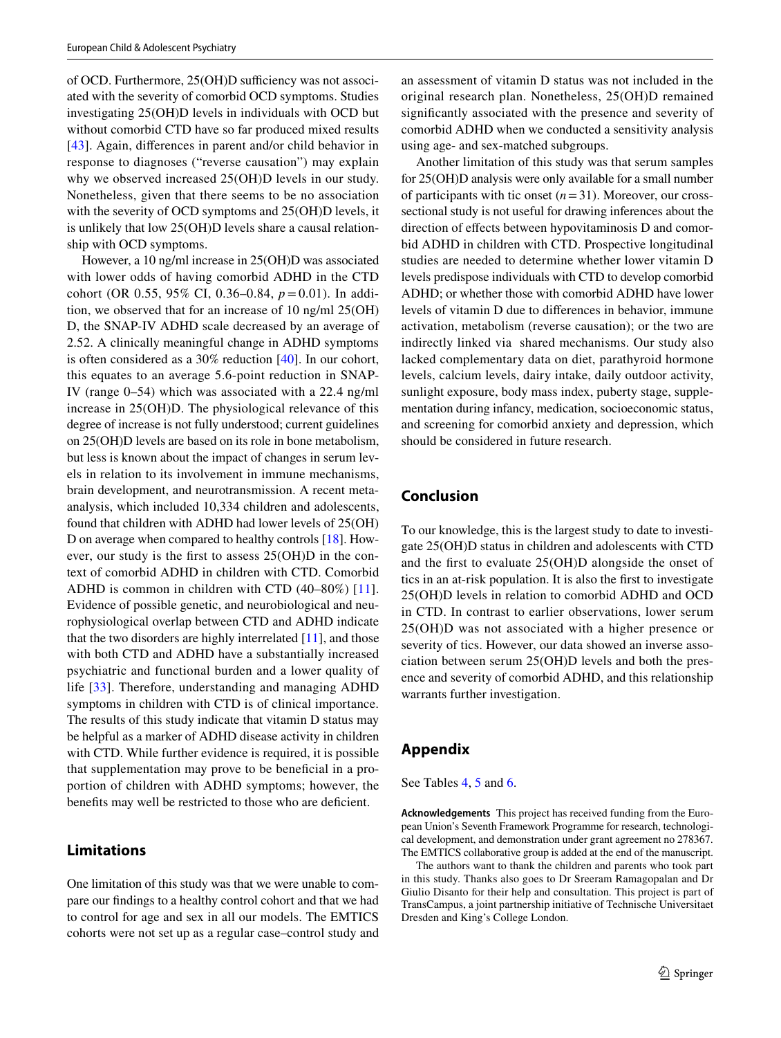of OCD. Furthermore, 25(OH)D sufficiency was not associated with the severity of comorbid OCD symptoms. Studies investigating 25(OH)D levels in individuals with OCD but without comorbid CTD have so far produced mixed results [43]. Again, differences in parent and/or child behavior in response to diagnoses ("reverse causation") may explain why we observed increased 25(OH)D levels in our study. Nonetheless, given that there seems to be no association with the severity of OCD symptoms and 25(OH)D levels, it is unlikely that low 25(OH)D levels share a causal relationship with OCD symptoms.

However, a 10 ng/ml increase in 25(OH)D was associated with lower odds of having comorbid ADHD in the CTD cohort (OR 0.55, 95% CI, 0.36–0.84, $p=0.01$). In addition, we observed that for an increase of 10 ng/ml 25(OH) D, the SNAP-IV ADHD scale decreased by an average of 2.52. A clinically meaningful change in ADHD symptoms is often considered as a 30% reduction [40]. In our cohort, this equates to an average 5.6-point reduction in SNAP-IV (range 0–54) which was associated with a 22.4 ng/ml increase in 25(OH)D. The physiological relevance of this degree of increase is not fully understood; current guidelines on 25(OH)D levels are based on its role in bone metabolism, but less is known about the impact of changes in serum levels in relation to its involvement in immune mechanisms, brain development, and neurotransmission. A recent meta-analysis, which included 10,334 children and adolescents, found that children with ADHD had lower levels of 25(OH) D on average when compared to healthy controls [18]. However, our study is the first to assess 25(OH)D in the context of comorbid ADHD in children with CTD. Comorbid ADHD is common in children with CTD (40–80%) [11]. Evidence of possible genetic, and neurobiological and neurophysiological overlap between CTD and ADHD indicate that the two disorders are highly interrelated [11], and those with both CTD and ADHD have a substantially increased psychiatric and functional burden and a lower quality of life [33]. Therefore, understanding and managing ADHD symptoms in children with CTD is of clinical importance. The results of this study indicate that vitamin D status may be helpful as a marker of ADHD disease activity in children with CTD. While further evidence is required, it is possible that supplementation may prove to be beneficial in a proportion of children with ADHD symptoms; however, the benefits may well be restricted to those who are deficient.

## Limitations

One limitation of this study was that we were unable to compare our findings to a healthy control cohort and that we had to control for age and sex in all our models. The EMTICS cohorts were not set up as a regular case–control study and an assessment of vitamin D status was not included in the original research plan. Nonetheless, 25(OH)D remained significantly associated with the presence and severity of comorbid ADHD when we conducted a sensitivity analysis using age- and sex-matched subgroups.

Another limitation of this study was that serum samples for 25(OH)D analysis were only available for a small number of participants with tic onset ($n=31$). Moreover, our cross-sectional study is not useful for drawing inferences about the direction of effects between hypovitaminosis D and comorbid ADHD in children with CTD. Prospective longitudinal studies are needed to determine whether lower vitamin D levels predispose individuals with CTD to develop comorbid ADHD; or whether those with comorbid ADHD have lower levels of vitamin D due to differences in behavior, immune activation, metabolism (reverse causation); or the two are indirectly linked via shared mechanisms. Our study also lacked complementary data on diet, parathyroid hormone levels, calcium levels, dairy intake, daily outdoor activity, sunlight exposure, body mass index, puberty stage, supplementation during infancy, medication, socioeconomic status, and screening for comorbid anxiety and depression, which should be considered in future research.

## Conclusion

To our knowledge, this is the largest study to date to investigate 25(OH)D status in children and adolescents with CTD and the first to evaluate 25(OH)D alongside the onset of tics in an at-risk population. It is also the first to investigate 25(OH)D levels in relation to comorbid ADHD and OCD in CTD. In contrast to earlier observations, lower serum 25(OH)D was not associated with a higher presence or severity of tics. However, our data showed an inverse association between serum 25(OH)D levels and both the presence and severity of comorbid ADHD, and this relationship warrants further investigation.

## Appendix

See Tables 4, 5 and 6.

**Acknowledgements** This project has received funding from the European Union's Seventh Framework Programme for research, technological development, and demonstration under grant agreement no 278367. The EMTICS collaborative group is added at the end of the manuscript.

The authors want to thank the children and parents who took part in this study. Thanks also goes to Dr Sreeram Ramagopalan and Dr Giulio Disanto for their help and consultation. This project is part of TransCampus, a joint partnership initiative of Technische Universitaet Dresden and King's College London.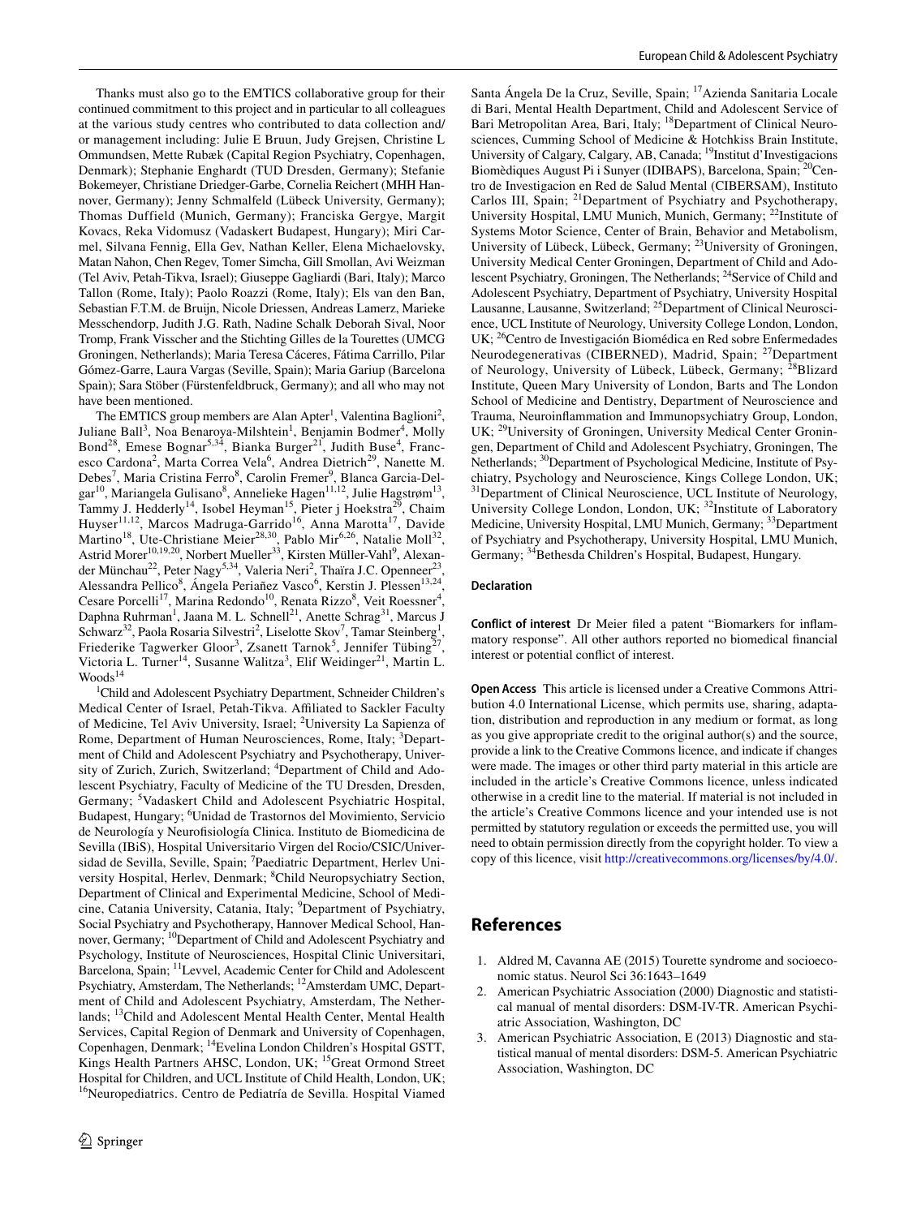Thanks must also go to the EMTICS collaborative group for their continued commitment to this project and in particular to all colleagues at the various study centres who contributed to data collection and/or management including: Julie E Bruun, Judy Grejsen, Christine L Ommundsen, Mette Rubæk (Capital Region Psychiatry, Copenhagen, Denmark); Stephanie Enghardt (TUD Dresden, Germany); Stefanie Bokemeyer, Christiane Driedger-Garbe, Cornelia Reichert (MHH Hannover, Germany); Jenny Schmalfeld (Lübeck University, Germany); Thomas Duffield (Munich, Germany); Franciska Gergye, Margit Kovacs, Reka Vidomusz (Vadaskert Budapest, Hungary); Miri Carmel, Silvana Fennig, Ella Gev, Nathan Keller, Elena Michaelovsky, Matan Nahon, Chen Regev, Tomer Simcha, Gill Smollan, Avi Weizman (Tel Aviv, Petah-Tikva, Israel); Giuseppe Gagliardi (Bari, Italy); Marco Tallon (Rome, Italy); Paolo Roazzi (Rome, Italy); Els van den Ban, Sebastian F.T.M. de Bruijn, Nicole Driessen, Andreas Lamerz, Marieke Messchendorp, Judith J.G. Rath, Nadine Schalk Deborah Sival, Noor Tromp, Frank Visscher and the Stichting Gilles de la Tourettes (UMCG Groningen, Netherlands); Maria Teresa Cáceres, Fátima Carrillo, Pilar Gómez-Garre, Laura Vargas (Seville, Spain); Maria Gariup (Barcelona Spain); Sara Stöber (Fürstenfeldbruck, Germany); and all who may not have been mentioned.

The EMTICS group members are Alan Apter[1], Valentina Baglioni[2], Juliane Ball[3], Noa Benaroya-Milshtein[1], Benjamin Bodmer[4], Molly Bond[28], Emese Bognar[5,34], Bianka Burger[21], Judith Buse[4], Francesco Cardona[2], Marta Correa Vela[6], Andrea Dietrich[29], Nanette M. Debes[7], Maria Cristina Ferro[8], Carolin Fremer[9], Blanca Garcia-Delgar[10], Mariangela Gulisano[8], Annelieke Hagen[11,12], Julie Hagstrøm[13], Tammy J. Hedderly[14], Isobel Heyman[15], Pieter j Hoekstra[29], Chaim Huyser[11,12], Marcos Madruga-Garrido[16], Anna Marotta[17], Davide Martino[18], Ute-Christiane Meier[28,30], Pablo Mir[6,26], Natalie Moll[32], Astrid Morer[10,19,20], Norbert Mueller[33], Kirsten Müller-Vahl[9], Alexander Münchau[22], Peter Nagy[5,34], Valeria Neri[2], Thaïra J.C. Openneer[23], Alessandra Pellico[8], Ángela Periañez Vasco[6], Kerstin J. Plessen[13,24], Cesare Porcelli[17], Marina Redondo[10], Renata Rizzo[8], Veit Roessner[4], Daphna Ruhrman[1], Jaana M. L. Schnell[21], Anette Schrag[31], Marcus J Schwarz[32], Paola Rosaria Silvestri[2], Liselotte Skov[7], Tamar Steinberg[1], Friederike Tagwerker Gloor[3], Zsanett Tarnok[5], Jennifer Tübing[27], Victoria L. Turner[14], Susanne Walitza[3], Elif Weidinger[21], Martin L. Woods[14]

[1]Child and Adolescent Psychiatry Department, Schneider Children's Medical Center of Israel, Petah-Tikva. Affiliated to Sackler Faculty of Medicine, Tel Aviv University, Israel; [2]University La Sapienza of Rome, Department of Human Neurosciences, Rome, Italy; [3]Department of Child and Adolescent Psychiatry and Psychotherapy, University of Zurich, Zurich, Switzerland; [4]Department of Child and Adolescent Psychiatry, Faculty of Medicine of the TU Dresden, Dresden, Germany; [5]Vadaskert Child and Adolescent Psychiatric Hospital, Budapest, Hungary; [6]Unidad de Trastornos del Movimiento, Servicio de Neurología y Neurofisiología Clinica. Instituto de Biomedicina de Sevilla (IBiS), Hospital Universitario Virgen del Rocio/CSIC/Universidad de Sevilla, Seville, Spain; [7]Paediatric Department, Herlev University Hospital, Herlev, Denmark; [8]Child Neuropsychiatry Section, Department of Clinical and Experimental Medicine, School of Medicine, Catania University, Catania, Italy; [9]Department of Psychiatry, Social Psychiatry and Psychotherapy, Hannover Medical School, Hannover, Germany; [10]Department of Child and Adolescent Psychiatry and Psychology, Institute of Neurosciences, Hospital Clinic Universitari, Barcelona, Spain; [11]Levvel, Academic Center for Child and Adolescent Psychiatry, Amsterdam, The Netherlands; [12]Amsterdam UMC, Department of Child and Adolescent Psychiatry, Amsterdam, The Netherlands; [13]Child and Adolescent Mental Health Center, Mental Health Services, Capital Region of Denmark and University of Copenhagen, Copenhagen, Denmark; [14]Evelina London Children's Hospital GSTT, Kings Health Partners AHSC, London, UK; [15]Great Ormond Street Hospital for Children, and UCL Institute of Child Health, London, UK; [16]Neuropediatrics. Centro de Pediatría de Sevilla. Hospital Viamed Santa Ángela De la Cruz, Seville, Spain; [17]Azienda Sanitaria Locale di Bari, Mental Health Department, Child and Adolescent Service of Bari Metropolitan Area, Bari, Italy; [18]Department of Clinical Neurosciences, Cumming School of Medicine & Hotchkiss Brain Institute, University of Calgary, Calgary, AB, Canada; [19]Institut d'Investigacions Biomèdiques August Pi i Sunyer (IDIBAPS), Barcelona, Spain; [20]Centro de Investigacion en Red de Salud Mental (CIBERSAM), Instituto Carlos III, Spain; [21]Department of Psychiatry and Psychotherapy, University Hospital, LMU Munich, Munich, Germany; [22]Institute of Systems Motor Science, Center of Brain, Behavior and Metabolism, University of Lübeck, Lübeck, Germany; [23]University of Groningen, University Medical Center Groningen, Department of Child and Adolescent Psychiatry, Groningen, The Netherlands; [24]Service of Child and Adolescent Psychiatry, Department of Psychiatry, University Hospital Lausanne, Lausanne, Switzerland; [25]Department of Clinical Neuroscience, UCL Institute of Neurology, University College London, London, UK; [26]Centro de Investigación Biomédica en Red sobre Enfermedades Neurodegenerativas (CIBERNED), Madrid, Spain; [27]Department of Neurology, University of Lübeck, Lübeck, Germany; [28]Blizard Institute, Queen Mary University of London, Barts and The London School of Medicine and Dentistry, Department of Neuroscience and Trauma, Neuroinflammation and Immunopsychiatry Group, London, UK; [29]University of Groningen, University Medical Center Groningen, Department of Child and Adolescent Psychiatry, Groningen, The Netherlands; [30]Department of Psychological Medicine, Institute of Psychiatry, Psychology and Neuroscience, Kings College London, UK; [31]Department of Clinical Neuroscience, UCL Institute of Neurology, University College London, London, UK; [32]Institute of Laboratory Medicine, University Hospital, LMU Munich, Germany; [33]Department of Psychiatry and Psychotherapy, University Hospital, LMU Munich, Germany; [34]Bethesda Children's Hospital, Budapest, Hungary.

### Declaration

**Conflict of interest** Dr Meier filed a patent "Biomarkers for inflammatory response". All other authors reported no biomedical financial interest or potential conflict of interest.

**Open Access** This article is licensed under a Creative Commons Attribution 4.0 International License, which permits use, sharing, adaptation, distribution and reproduction in any medium or format, as long as you give appropriate credit to the original author(s) and the source, provide a link to the Creative Commons licence, and indicate if changes were made. The images or other third party material in this article are included in the article's Creative Commons licence, unless indicated otherwise in a credit line to the material. If material is not included in the article's Creative Commons licence and your intended use is not permitted by statutory regulation or exceeds the permitted use, you will need to obtain permission directly from the copyright holder. To view a copy of this licence, visit http://creativecommons.org/licenses/by/4.0/.

## References

1. Aldred M, Cavanna AE (2015) Tourette syndrome and socioeconomic status. Neurol Sci 36:1643–1649
2. American Psychiatric Association (2000) Diagnostic and statistical manual of mental disorders: DSM-IV-TR. American Psychiatric Association, Washington, DC
3. American Psychiatric Association, E (2013) Diagnostic and statistical manual of mental disorders: DSM-5. American Psychiatric Association, Washington, DC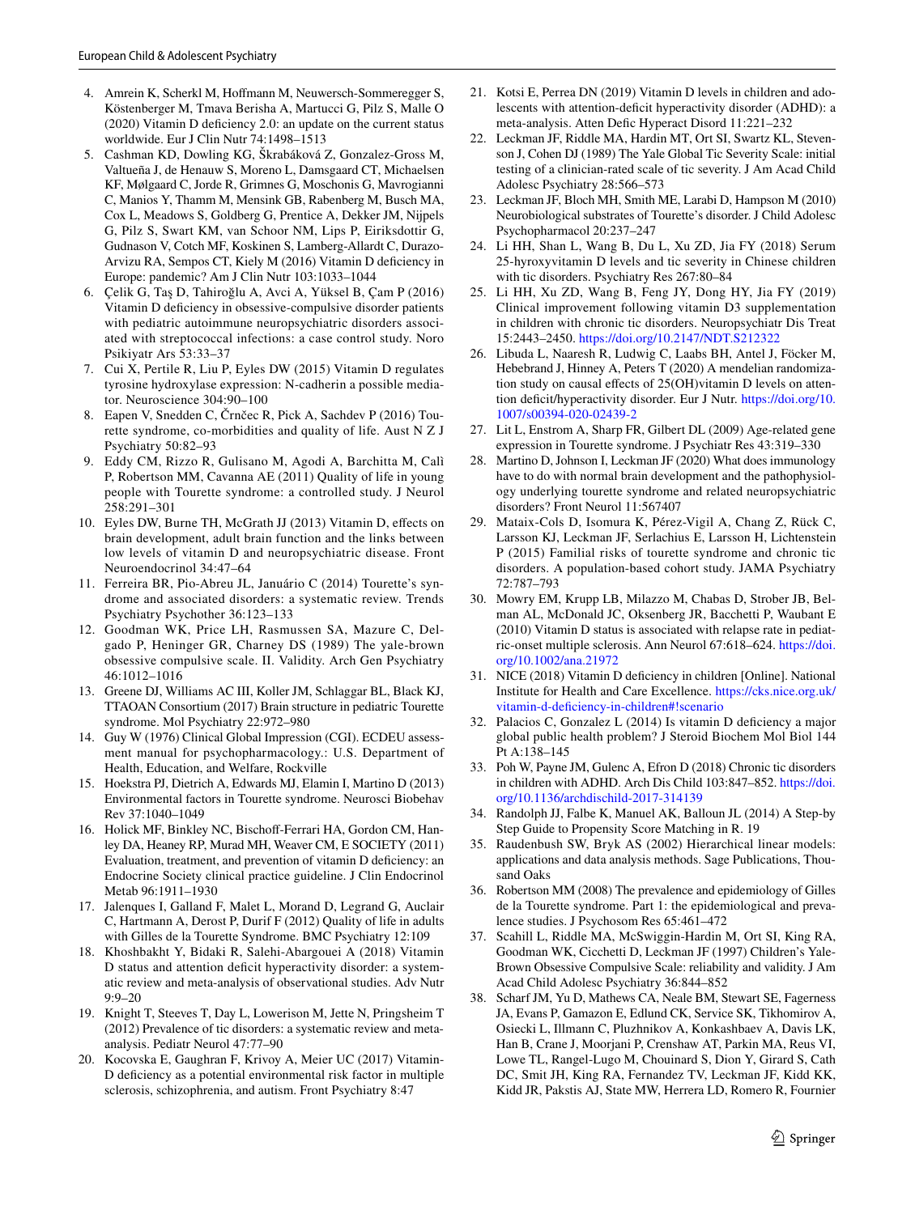4. Amrein K, Scherkl M, Hoffmann M, Neuwersch-Sommeregger S, Köstenberger M, Tmava Berisha A, Martucci G, Pilz S, Malle O (2020) Vitamin D deficiency 2.0: an update on the current status worldwide. Eur J Clin Nutr 74:1498–1513
5. Cashman KD, Dowling KG, Škrabáková Z, Gonzalez-Gross M, Valtueña J, de Henauw S, Moreno L, Damsgaard CT, Michaelsen KF, Mølgaard C, Jorde R, Grimnes G, Moschonis G, Mavrogianni C, Manios Y, Thamm M, Mensink GB, Rabenberg M, Busch MA, Cox L, Meadows S, Goldberg G, Prentice A, Dekker JM, Nijpels G, Pilz S, Swart KM, van Schoor NM, Lips P, Eiriksdottir G, Gudnason V, Cotch MF, Koskinen S, Lamberg-Allardt C, Durazo-Arvizu RA, Sempos CT, Kiely M (2016) Vitamin D deficiency in Europe: pandemic? Am J Clin Nutr 103:1033–1044
6. Çelik G, Taş D, Tahiroğlu A, Avci A, Yüksel B, Çam P (2016) Vitamin D deficiency in obsessive-compulsive disorder patients with pediatric autoimmune neuropsychiatric disorders associated with streptococcal infections: a case control study. Noro Psikiyatr Ars 53:33–37
7. Cui X, Pertile R, Liu P, Eyles DW (2015) Vitamin D regulates tyrosine hydroxylase expression: N-cadherin a possible mediator. Neuroscience 304:90–100
8. Eapen V, Snedden C, Črnčec R, Pick A, Sachdev P (2016) Tourette syndrome, co-morbidities and quality of life. Aust N Z J Psychiatry 50:82–93
9. Eddy CM, Rizzo R, Gulisano M, Agodi A, Barchitta M, Calì P, Robertson MM, Cavanna AE (2011) Quality of life in young people with Tourette syndrome: a controlled study. J Neurol 258:291–301
10. Eyles DW, Burne TH, McGrath JJ (2013) Vitamin D, effects on brain development, adult brain function and the links between low levels of vitamin D and neuropsychiatric disease. Front Neuroendocrinol 34:47–64
11. Ferreira BR, Pio-Abreu JL, Januário C (2014) Tourette's syndrome and associated disorders: a systematic review. Trends Psychiatry Psychother 36:123–133
12. Goodman WK, Price LH, Rasmussen SA, Mazure C, Delgado P, Heninger GR, Charney DS (1989) The yale-brown obsessive compulsive scale. II. Validity. Arch Gen Psychiatry 46:1012–1016
13. Greene DJ, Williams AC III, Koller JM, Schlaggar BL, Black KJ, TTAOAN Consortium (2017) Brain structure in pediatric Tourette syndrome. Mol Psychiatry 22:972–980
14. Guy W (1976) Clinical Global Impression (CGI). ECDEU assessment manual for psychopharmacology.: U.S. Department of Health, Education, and Welfare, Rockville
15. Hoekstra PJ, Dietrich A, Edwards MJ, Elamin I, Martino D (2013) Environmental factors in Tourette syndrome. Neurosci Biobehav Rev 37:1040–1049
16. Holick MF, Binkley NC, Bischoff-Ferrari HA, Gordon CM, Hanley DA, Heaney RP, Murad MH, Weaver CM, E SOCIETY (2011) Evaluation, treatment, and prevention of vitamin D deficiency: an Endocrine Society clinical practice guideline. J Clin Endocrinol Metab 96:1911–1930
17. Jalenques I, Galland F, Malet L, Morand D, Legrand G, Auclair C, Hartmann A, Derost P, Durif F (2012) Quality of life in adults with Gilles de la Tourette Syndrome. BMC Psychiatry 12:109
18. Khoshbakht Y, Bidaki R, Salehi-Abargouei A (2018) Vitamin D status and attention deficit hyperactivity disorder: a systematic review and meta-analysis of observational studies. Adv Nutr 9:9–20
19. Knight T, Steeves T, Day L, Lowerison M, Jette N, Pringsheim T (2012) Prevalence of tic disorders: a systematic review and meta-analysis. Pediatr Neurol 47:77–90
20. Kocovska E, Gaughran F, Krivoy A, Meier UC (2017) Vitamin-D deficiency as a potential environmental risk factor in multiple sclerosis, schizophrenia, and autism. Front Psychiatry 8:47
21. Kotsi E, Perrea DN (2019) Vitamin D levels in children and adolescents with attention-deficit hyperactivity disorder (ADHD): a meta-analysis. Atten Defic Hyperact Disord 11:221–232
22. Leckman JF, Riddle MA, Hardin MT, Ort SI, Swartz KL, Stevenson J, Cohen DJ (1989) The Yale Global Tic Severity Scale: initial testing of a clinician-rated scale of tic severity. J Am Acad Child Adolesc Psychiatry 28:566–573
23. Leckman JF, Bloch MH, Smith ME, Larabi D, Hampson M (2010) Neurobiological substrates of Tourette's disorder. J Child Adolesc Psychopharmacol 20:237–247
24. Li HH, Shan L, Wang B, Du L, Xu ZD, Jia FY (2018) Serum 25-hyroxyvitamin D levels and tic severity in Chinese children with tic disorders. Psychiatry Res 267:80–84
25. Li HH, Xu ZD, Wang B, Feng JY, Dong HY, Jia FY (2019) Clinical improvement following vitamin D3 supplementation in children with chronic tic disorders. Neuropsychiatr Dis Treat 15:2443–2450. https://doi.org/10.2147/NDT.S212322
26. Libuda L, Naaresh R, Ludwig C, Laabs BH, Antel J, Föcker M, Hebebrand J, Hinney A, Peters T (2020) A mendelian randomization study on causal effects of 25(OH)vitamin D levels on attention deficit/hyperactivity disorder. Eur J Nutr. https://doi.org/10.1007/s00394-020-02439-2
27. Lit L, Enstrom A, Sharp FR, Gilbert DL (2009) Age-related gene expression in Tourette syndrome. J Psychiatr Res 43:319–330
28. Martino D, Johnson I, Leckman JF (2020) What does immunology have to do with normal brain development and the pathophysiology underlying tourette syndrome and related neuropsychiatric disorders? Front Neurol 11:567407
29. Mataix-Cols D, Isomura K, Pérez-Vigil A, Chang Z, Rück C, Larsson KJ, Leckman JF, Serlachius E, Larsson H, Lichtenstein P (2015) Familial risks of tourette syndrome and chronic tic disorders. A population-based cohort study. JAMA Psychiatry 72:787–793
30. Mowry EM, Krupp LB, Milazzo M, Chabas D, Strober JB, Belman AL, McDonald JC, Oksenberg JR, Bacchetti P, Waubant E (2010) Vitamin D status is associated with relapse rate in pediatric-onset multiple sclerosis. Ann Neurol 67:618–624. https://doi.org/10.1002/ana.21972
31. NICE (2018) Vitamin D deficiency in children [Online]. National Institute for Health and Care Excellence. https://cks.nice.org.uk/vitamin-d-deficiency-in-children#!scenario
32. Palacios C, Gonzalez L (2014) Is vitamin D deficiency a major global public health problem? J Steroid Biochem Mol Biol 144 Pt A:138–145
33. Poh W, Payne JM, Gulenc A, Efron D (2018) Chronic tic disorders in children with ADHD. Arch Dis Child 103:847–852. https://doi.org/10.1136/archdischild-2017-314139
34. Randolph JJ, Falbe K, Manuel AK, Balloun JL (2014) A Step-by Step Guide to Propensity Score Matching in R. 19
35. Raudenbush SW, Bryk AS (2002) Hierarchical linear models: applications and data analysis methods. Sage Publications, Thousand Oaks
36. Robertson MM (2008) The prevalence and epidemiology of Gilles de la Tourette syndrome. Part 1: the epidemiological and prevalence studies. J Psychosom Res 65:461–472
37. Scahill L, Riddle MA, McSwiggin-Hardin M, Ort SI, King RA, Goodman WK, Cicchetti D, Leckman JF (1997) Children's Yale-Brown Obsessive Compulsive Scale: reliability and validity. J Am Acad Child Adolesc Psychiatry 36:844–852
38. Scharf JM, Yu D, Mathews CA, Neale BM, Stewart SE, Fagerness JA, Evans P, Gamazon E, Edlund CK, Service SK, Tikhomirov A, Osiecki L, Illmann C, Pluzhnikov A, Konkashbaev A, Davis LK, Han B, Crane J, Moorjani P, Crenshaw AT, Parkin MA, Reus VI, Lowe TL, Rangel-Lugo M, Chouinard S, Dion Y, Girard S, Cath DC, Smit JH, King RA, Fernandez TV, Leckman JF, Kidd KK, Kidd JR, Pakstis AJ, State MW, Herrera LD, Romero R, Fournier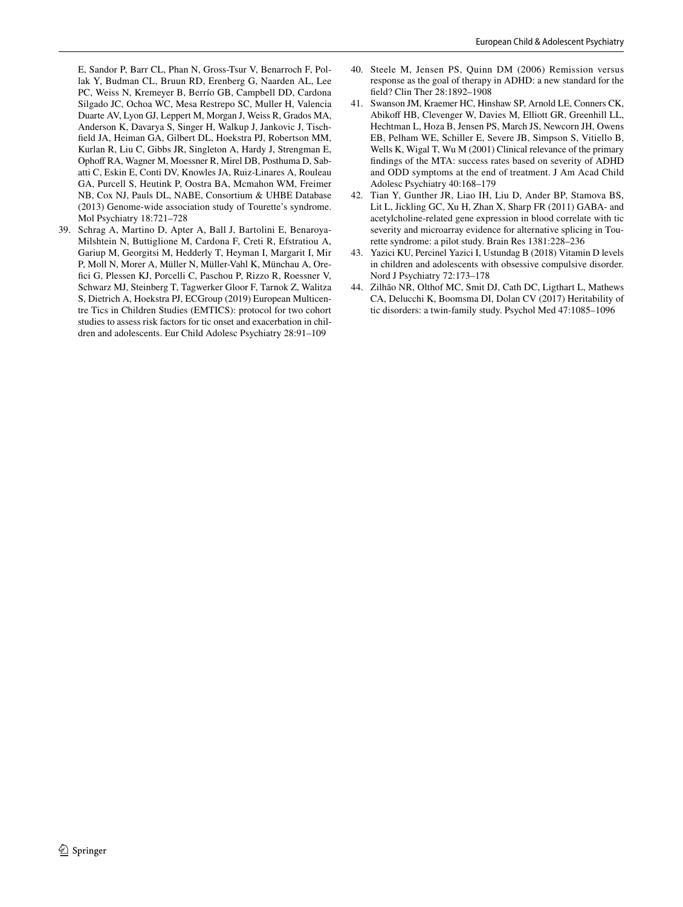E, Sandor P, Barr CL, Phan N, Gross-Tsur V, Benarroch F, Pollak Y, Budman CL, Bruun RD, Erenberg G, Naarden AL, Lee PC, Weiss N, Kremeyer B, Berrío GB, Campbell DD, Cardona Silgado JC, Ochoa WC, Mesa Restrepo SC, Muller H, Valencia Duarte AV, Lyon GJ, Leppert M, Morgan J, Weiss R, Grados MA, Anderson K, Davarya S, Singer H, Walkup J, Jankovic J, Tischfield JA, Heiman GA, Gilbert DL, Hoekstra PJ, Robertson MM, Kurlan R, Liu C, Gibbs JR, Singleton A, Hardy J, Strengman E, Ophoff RA, Wagner M, Moessner R, Mirel DB, Posthuma D, Sabatti C, Eskin E, Conti DV, Knowles JA, Ruiz-Linares A, Rouleau GA, Purcell S, Heutink P, Oostra BA, Mcmahon WM, Freimer NB, Cox NJ, Pauls DL, NABE, Consortium & UHBE Database (2013) Genome-wide association study of Tourette's syndrome. Mol Psychiatry 18:721–728

39. Schrag A, Martino D, Apter A, Ball J, Bartolini E, Benaroya-Milshtein N, Buttiglione M, Cardona F, Creti R, Efstratiou A, Gariup M, Georgitsi M, Hedderly T, Heyman I, Margarit I, Mir P, Moll N, Morer A, Müller N, Müller-Vahl K, Münchau A, Orefici G, Plessen KJ, Porcelli C, Paschou P, Rizzo R, Roessner V, Schwarz MJ, Steinberg T, Tagwerker Gloor F, Tarnok Z, Walitza S, Dietrich A, Hoekstra PJ, ECGroup (2019) European Multicentre Tics in Children Studies (EMTICS): protocol for two cohort studies to assess risk factors for tic onset and exacerbation in children and adolescents. Eur Child Adolesc Psychiatry 28:91–109
40. Steele M, Jensen PS, Quinn DM (2006) Remission versus response as the goal of therapy in ADHD: a new standard for the field? Clin Ther 28:1892–1908
41. Swanson JM, Kraemer HC, Hinshaw SP, Arnold LE, Conners CK, Abikoff HB, Clevenger W, Davies M, Elliott GR, Greenhill LL, Hechtman L, Hoza B, Jensen PS, March JS, Newcorn JH, Owens EB, Pelham WE, Schiller E, Severe JB, Simpson S, Vitiello B, Wells K, Wigal T, Wu M (2001) Clinical relevance of the primary findings of the MTA: success rates based on severity of ADHD and ODD symptoms at the end of treatment. J Am Acad Child Adolesc Psychiatry 40:168–179
42. Tian Y, Gunther JR, Liao IH, Liu D, Ander BP, Stamova BS, Lit L, Jickling GC, Xu H, Zhan X, Sharp FR (2011) GABA- and acetylcholine-related gene expression in blood correlate with tic severity and microarray evidence for alternative splicing in Tourette syndrome: a pilot study. Brain Res 1381:228–236
43. Yazici KU, Percinel Yazici I, Ustundag B (2018) Vitamin D levels in children and adolescents with obsessive compulsive disorder. Nord J Psychiatry 72:173–178
44. Zilhão NR, Olthof MC, Smit DJ, Cath DC, Ligthart L, Mathews CA, Delucchi K, Boomsma DI, Dolan CV (2017) Heritability of tic disorders: a twin-family study. Psychol Med 47:1085–1096